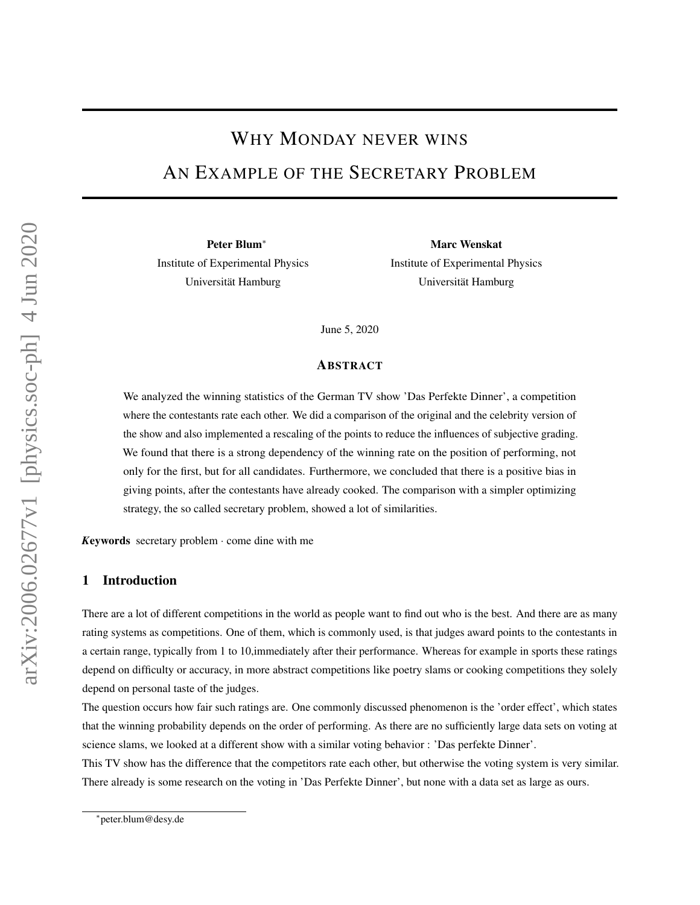# WHY MONDAY NEVER WINS
# AN EXAMPLE OF THE SECRETARY PROBLEM

**Peter Blum**[*]
Institute of Experimental Physics
Universität Hamburg

**Marc Wenskat**
Institute of Experimental Physics
Universität Hamburg

June 5, 2020

## ABSTRACT

We analyzed the winning statistics of the German TV show 'Das Perfekte Dinner', a competition where the contestants rate each other. We did a comparison of the original and the celebrity version of the show and also implemented a rescaling of the points to reduce the influences of subjective grading. We found that there is a strong dependency of the winning rate on the position of performing, not only for the first, but for all candidates. Furthermore, we concluded that there is a positive bias in giving points, after the contestants have already cooked. The comparison with a simpler optimizing strategy, the so called secretary problem, showed a lot of similarities.

***K*eywords** secretary problem · come dine with me

## 1 Introduction

There are a lot of different competitions in the world as people want to find out who is the best. And there are as many rating systems as competitions. One of them, which is commonly used, is that judges award points to the contestants in a certain range, typically from 1 to 10,immediately after their performance. Whereas for example in sports these ratings depend on difficulty or accuracy, in more abstract competitions like poetry slams or cooking competitions they solely depend on personal taste of the judges.

The question occurs how fair such ratings are. One commonly discussed phenomenon is the 'order effect', which states that the winning probability depends on the order of performing. As there are no sufficiently large data sets on voting at science slams, we looked at a different show with a similar voting behavior : 'Das perfekte Dinner'.

This TV show has the difference that the competitors rate each other, but otherwise the voting system is very similar. There already is some research on the voting in 'Das Perfekte Dinner', but none with a data set as large as ours.

[*]peter.blum@desy.de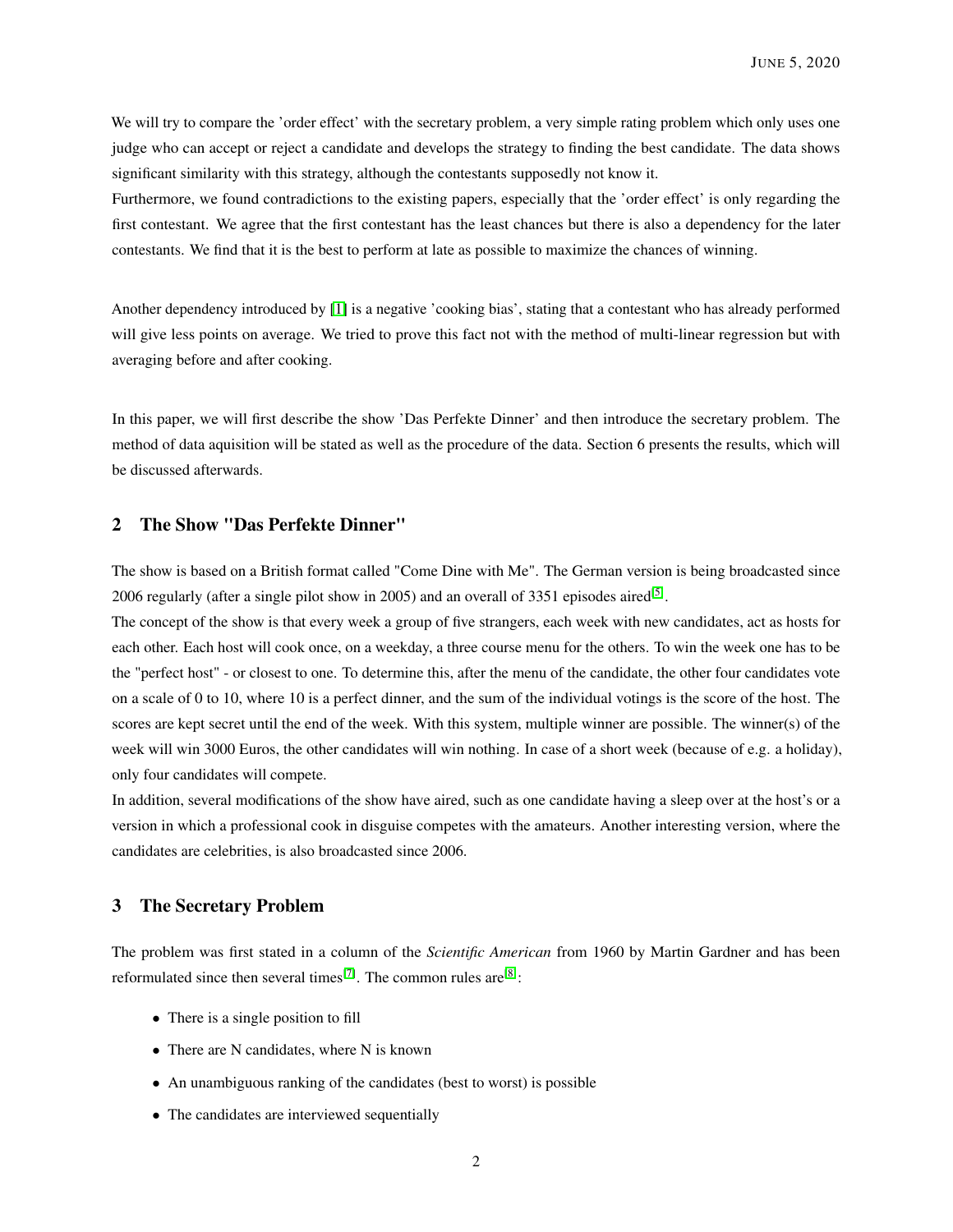We will try to compare the 'order effect' with the secretary problem, a very simple rating problem which only uses one judge who can accept or reject a candidate and develops the strategy to finding the best candidate. The data shows significant similarity with this strategy, although the contestants supposedly not know it.
Furthermore, we found contradictions to the existing papers, especially that the 'order effect' is only regarding the first contestant. We agree that the first contestant has the least chances but there is also a dependency for the later contestants. We find that it is the best to perform at late as possible to maximize the chances of winning.

Another dependency introduced by [1] is a negative 'cooking bias', stating that a contestant who has already performed will give less points on average. We tried to prove this fact not with the method of multi-linear regression but with averaging before and after cooking.

In this paper, we will first describe the show 'Das Perfekte Dinner' and then introduce the secretary problem. The method of data aquisition will be stated as well as the procedure of the data. Section 6 presents the results, which will be discussed afterwards.

## 2 The Show "Das Perfekte Dinner"

The show is based on a British format called "Come Dine with Me". The German version is being broadcasted since 2006 regularly (after a single pilot show in 2005) and an overall of 3351 episodes aired[5].
The concept of the show is that every week a group of five strangers, each week with new candidates, act as hosts for each other. Each host will cook once, on a weekday, a three course menu for the others. To win the week one has to be the "perfect host" - or closest to one. To determine this, after the menu of the candidate, the other four candidates vote on a scale of 0 to 10, where 10 is a perfect dinner, and the sum of the individual votings is the score of the host. The scores are kept secret until the end of the week. With this system, multiple winner are possible. The winner(s) of the week will win 3000 Euros, the other candidates will win nothing. In case of a short week (because of e.g. a holiday), only four candidates will compete.
In addition, several modifications of the show have aired, such as one candidate having a sleep over at the host's or a version in which a professional cook in disguise competes with the amateurs. Another interesting version, where the candidates are celebrities, is also broadcasted since 2006.

## 3 The Secretary Problem

The problem was first stated in a column of the *Scientific American* from 1960 by Martin Gardner and has been reformulated since then several times[7]. The common rules are[8]:

- There is a single position to fill
- There are N candidates, where N is known
- An unambiguous ranking of the candidates (best to worst) is possible
- The candidates are interviewed sequentially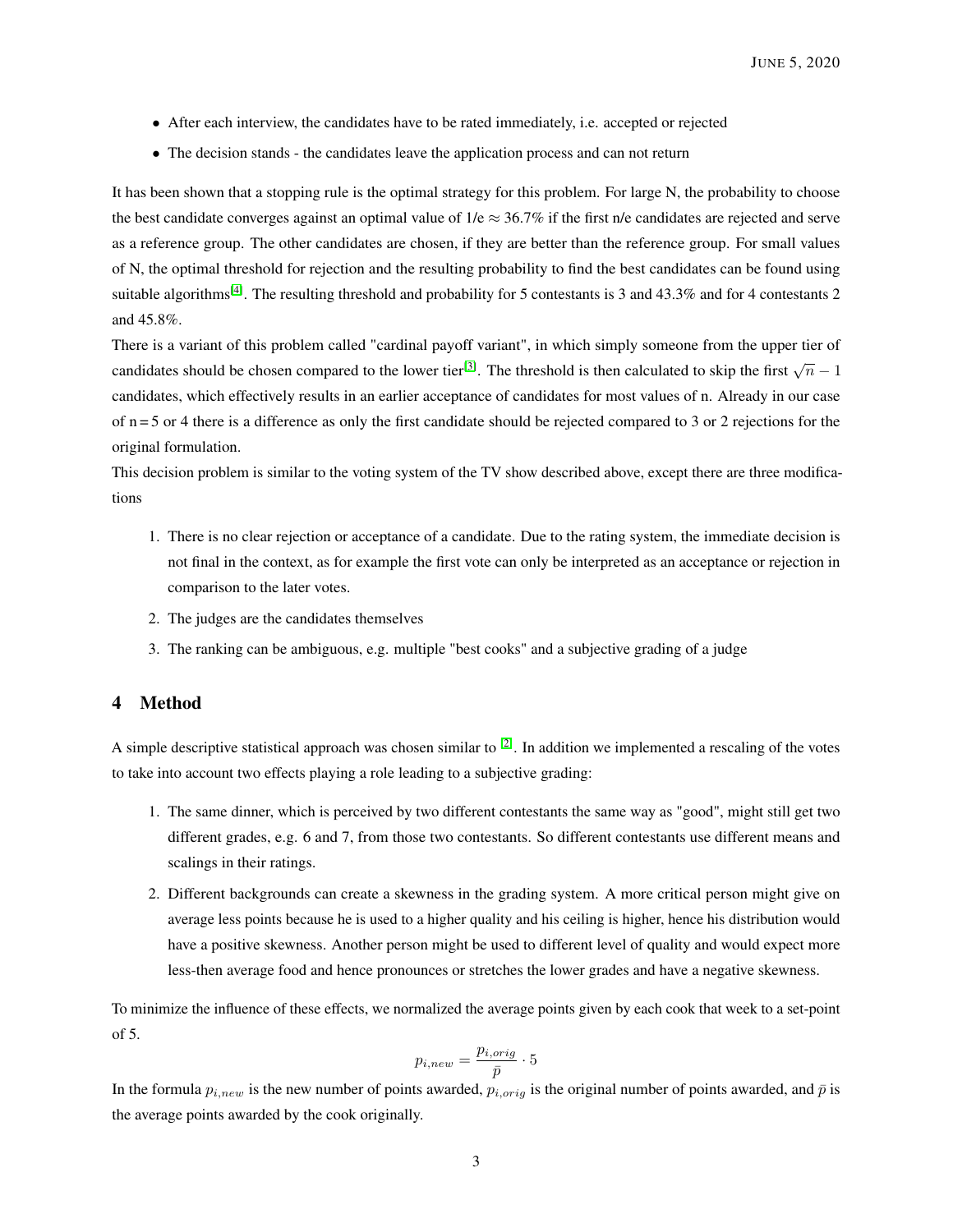- After each interview, the candidates have to be rated immediately, i.e. accepted or rejected
- The decision stands - the candidates leave the application process and can not return

It has been shown that a stopping rule is the optimal strategy for this problem. For large N, the probability to choose the best candidate converges against an optimal value of 1/e ≈ 36.7% if the first n/e candidates are rejected and serve as a reference group. The other candidates are chosen, if they are better than the reference group. For small values of N, the optimal threshold for rejection and the resulting probability to find the best candidates can be found using suitable algorithms[4]. The resulting threshold and probability for 5 contestants is 3 and 43.3% and for 4 contestants 2 and 45.8%.

There is a variant of this problem called "cardinal payoff variant", in which simply someone from the upper tier of candidates should be chosen compared to the lower tier[3]. The threshold is then calculated to skip the first $\sqrt{n} - 1$ candidates, which effectively results in an earlier acceptance of candidates for most values of n. Already in our case of n = 5 or 4 there is a difference as only the first candidate should be rejected compared to 3 or 2 rejections for the original formulation.

This decision problem is similar to the voting system of the TV show described above, except there are three modifications

1. There is no clear rejection or acceptance of a candidate. Due to the rating system, the immediate decision is not final in the context, as for example the first vote can only be interpreted as an acceptance or rejection in comparison to the later votes.
2. The judges are the candidates themselves
3. The ranking can be ambiguous, e.g. multiple "best cooks" and a subjective grading of a judge

# 4 Method

A simple descriptive statistical approach was chosen similar to [2]. In addition we implemented a rescaling of the votes to take into account two effects playing a role leading to a subjective grading:

1. The same dinner, which is perceived by two different contestants the same way as "good", might still get two different grades, e.g. 6 and 7, from those two contestants. So different contestants use different means and scalings in their ratings.
2. Different backgrounds can create a skewness in the grading system. A more critical person might give on average less points because he is used to a higher quality and his ceiling is higher, hence his distribution would have a positive skewness. Another person might be used to different level of quality and would expect more less-then average food and hence pronounces or stretches the lower grades and have a negative skewness.

To minimize the influence of these effects, we normalized the average points given by each cook that week to a set-point of 5.

$$p_{i,new} = \frac{p_{i,orig}}{\bar{p}} \cdot 5$$

In the formula $p_{i,new}$ is the new number of points awarded, $p_{i,orig}$ is the original number of points awarded, and $\bar{p}$ is the average points awarded by the cook originally.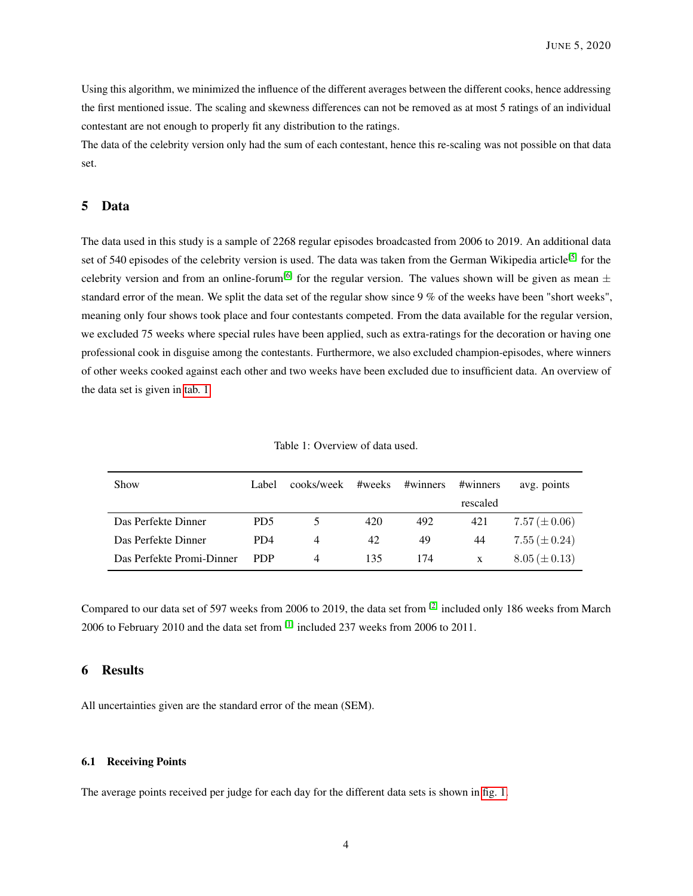Using this algorithm, we minimized the influence of the different averages between the different cooks, hence addressing the first mentioned issue. The scaling and skewness differences can not be removed as at most 5 ratings of an individual contestant are not enough to properly fit any distribution to the ratings.
The data of the celebrity version only had the sum of each contestant, hence this re-scaling was not possible on that data set.

## 5 Data

The data used in this study is a sample of 2268 regular episodes broadcasted from 2006 to 2019. An additional data set of 540 episodes of the celebrity version is used. The data was taken from the German Wikipedia article[5] for the celebrity version and from an online-forum[6] for the regular version. The values shown will be given as mean ± standard error of the mean. We split the data set of the regular show since 9 % of the weeks have been "short weeks", meaning only four shows took place and four contestants competed. From the data available for the regular version, we excluded 75 weeks where special rules have been applied, such as extra-ratings for the decoration or having one professional cook in disguise among the contestants. Furthermore, we also excluded champion-episodes, where winners of other weeks cooked against each other and two weeks have been excluded due to insufficient data. An overview of the data set is given in tab. 1.

Table 1: Overview of data used.

| Show | Label | cooks/week | #weeks | #winners | #winners rescaled | avg. points |
|---|---|---|---|---|---|---|
| Das Perfekte Dinner | PD5 | 5 | 420 | 492 | 421 | 7.57 (± 0.06) |
| Das Perfekte Dinner | PD4 | 4 | 42 | 49 | 44 | 7.55 (± 0.24) |
| Das Perfekte Promi-Dinner | PDP | 4 | 135 | 174 | x | 8.05 (± 0.13) |

Compared to our data set of 597 weeks from 2006 to 2019, the data set from [2] included only 186 weeks from March 2006 to February 2010 and the data set from [1] included 237 weeks from 2006 to 2011.

## 6 Results

All uncertainties given are the standard error of the mean (SEM).

### 6.1 Receiving Points

The average points received per judge for each day for the different data sets is shown in fig. 1.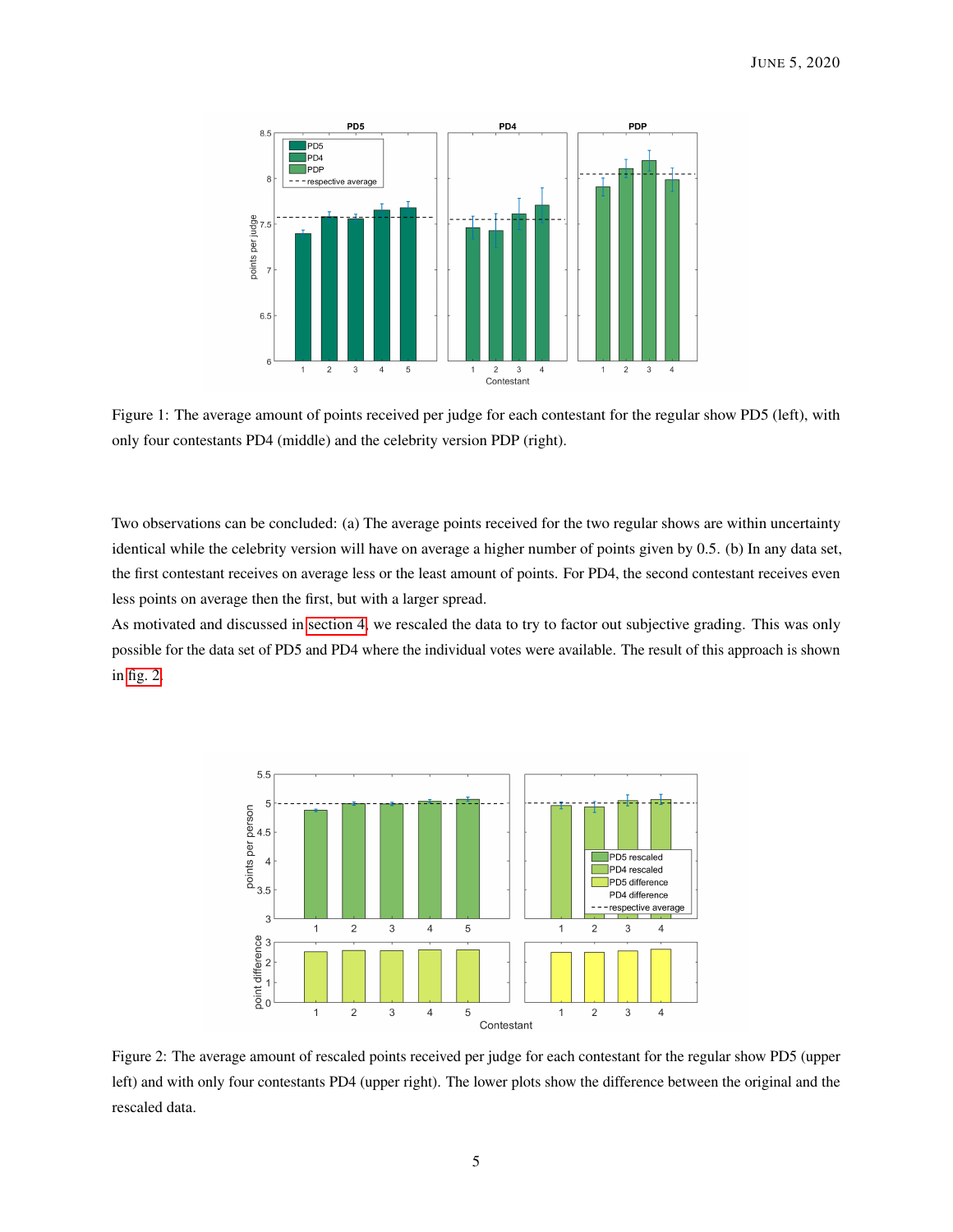Figure 1: The average amount of points received per judge for each contestant for the regular show PD5 (left), with only four contestants PD4 (middle) and the celebrity version PDP (right).

Two observations can be concluded: (a) The average points received for the two regular shows are within uncertainty identical while the celebrity version will have on average a higher number of points given by 0.5. (b) In any data set, the first contestant receives on average less or the least amount of points. For PD4, the second contestant receives even less points on average then the first, but with a larger spread.

As motivated and discussed in section 4, we rescaled the data to try to factor out subjective grading. This was only possible for the data set of PD5 and PD4 where the individual votes were available. The result of this approach is shown in fig. 2.

Figure 2: The average amount of rescaled points received per judge for each contestant for the regular show PD5 (upper left) and with only four contestants PD4 (upper right). The lower plots show the difference between the original and the rescaled data.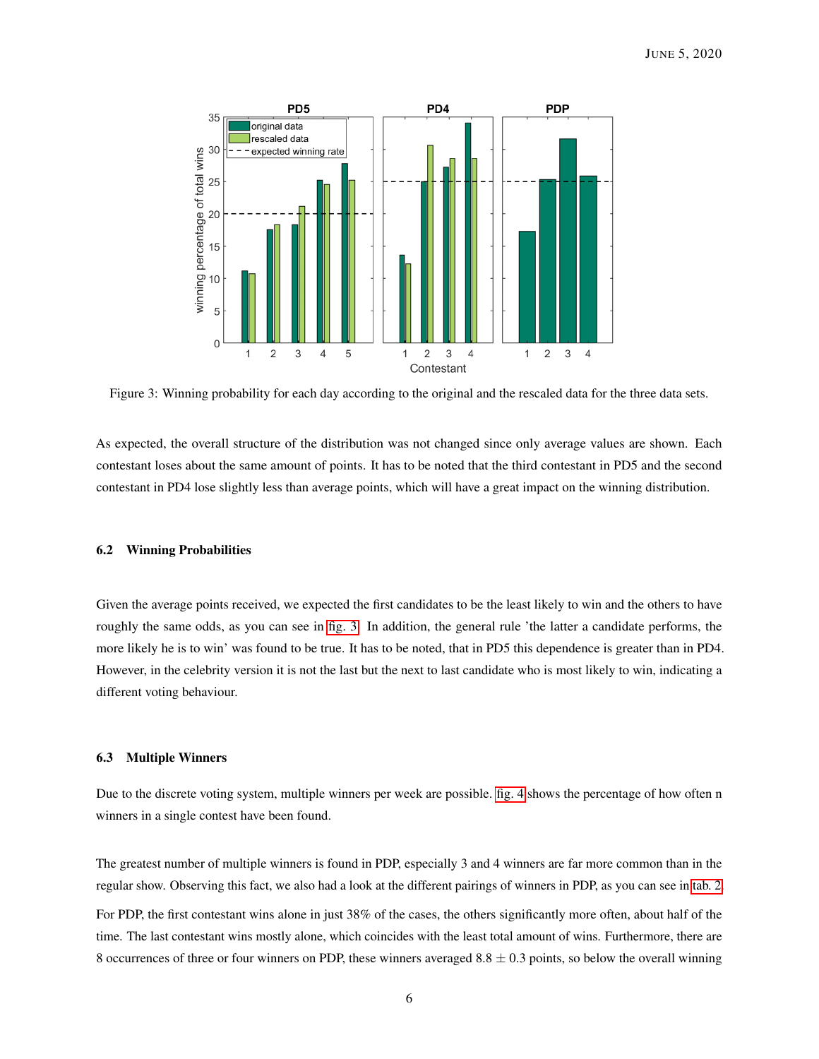Figure 3: Winning probability for each day according to the original and the rescaled data for the three data sets.

As expected, the overall structure of the distribution was not changed since only average values are shown. Each contestant loses about the same amount of points. It has to be noted that the third contestant in PD5 and the second contestant in PD4 lose slightly less than average points, which will have a great impact on the winning distribution.

### 6.2 Winning Probabilities

Given the average points received, we expected the first candidates to be the least likely to win and the others to have roughly the same odds, as you can see in fig. 3. In addition, the general rule 'the latter a candidate performs, the more likely he is to win' was found to be true. It has to be noted, that in PD5 this dependence is greater than in PD4. However, in the celebrity version it is not the last but the next to last candidate who is most likely to win, indicating a different voting behaviour.

### 6.3 Multiple Winners

Due to the discrete voting system, multiple winners per week are possible. fig. 4 shows the percentage of how often n winners in a single contest have been found.

The greatest number of multiple winners is found in PDP, especially 3 and 4 winners are far more common than in the regular show. Observing this fact, we also had a look at the different pairings of winners in PDP, as you can see in tab. 2.

For PDP, the first contestant wins alone in just 38% of the cases, the others significantly more often, about half of the time. The last contestant wins mostly alone, which coincides with the least total amount of wins. Furthermore, there are 8 occurrences of three or four winners on PDP, these winners averaged $8.8 \pm 0.3$ points, so below the overall winning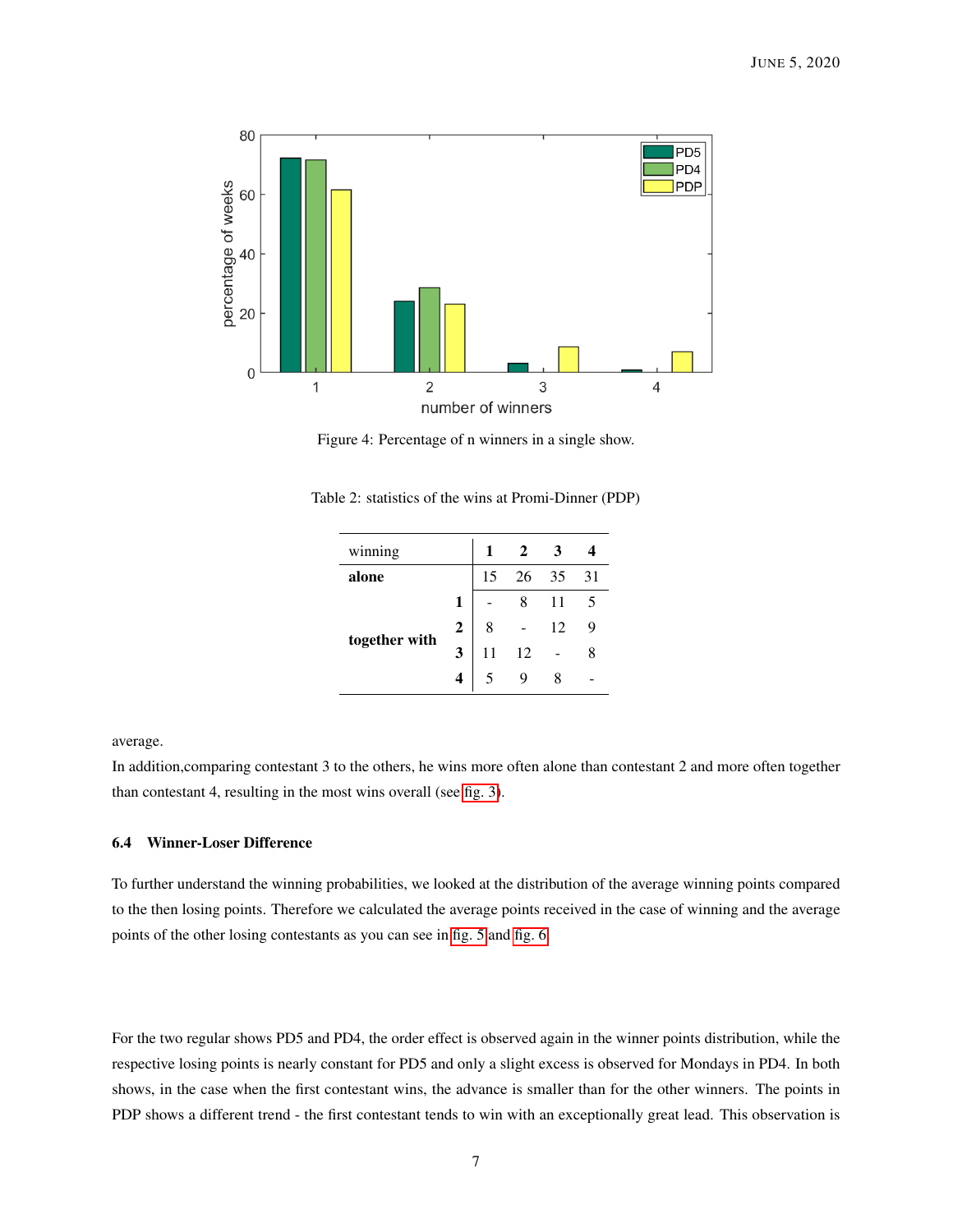Figure 4: Percentage of n winners in a single show.

Table 2: statistics of the wins at Promi-Dinner (PDP)

| winning | | 1 | 2 | 3 | 4 |
|---|---|---|---|---|---|
| **alone** | | 15 | 26 | 35 | 31 |
| **together with** | **1** | - | 8 | 11 | 5 |
| | **2** | 8 | - | 12 | 9 |
| | **3** | 11 | 12 | - | 8 |
| | **4** | 5 | 9 | 8 | - |

average.
In addition,comparing contestant 3 to the others, he wins more often alone than contestant 2 and more often together than contestant 4, resulting in the most wins overall (see fig. 3).

### 6.4 Winner-Loser Difference

To further understand the winning probabilities, we looked at the distribution of the average winning points compared to the then losing points. Therefore we calculated the average points received in the case of winning and the average points of the other losing contestants as you can see in fig. 5 and fig. 6

For the two regular shows PD5 and PD4, the order effect is observed again in the winner points distribution, while the respective losing points is nearly constant for PD5 and only a slight excess is observed for Mondays in PD4. In both shows, in the case when the first contestant wins, the advance is smaller than for the other winners. The points in PDP shows a different trend - the first contestant tends to win with an exceptionally great lead. This observation is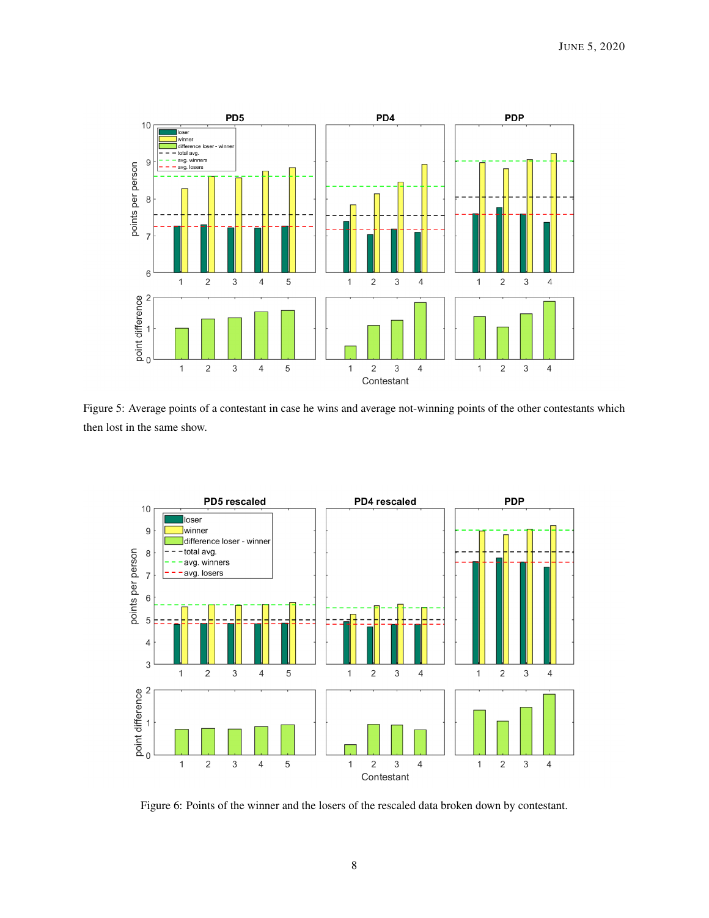Figure 5: Average points of a contestant in case he wins and average not-winning points of the other contestants which then lost in the same show.

Figure 6: Points of the winner and the losers of the rescaled data broken down by contestant.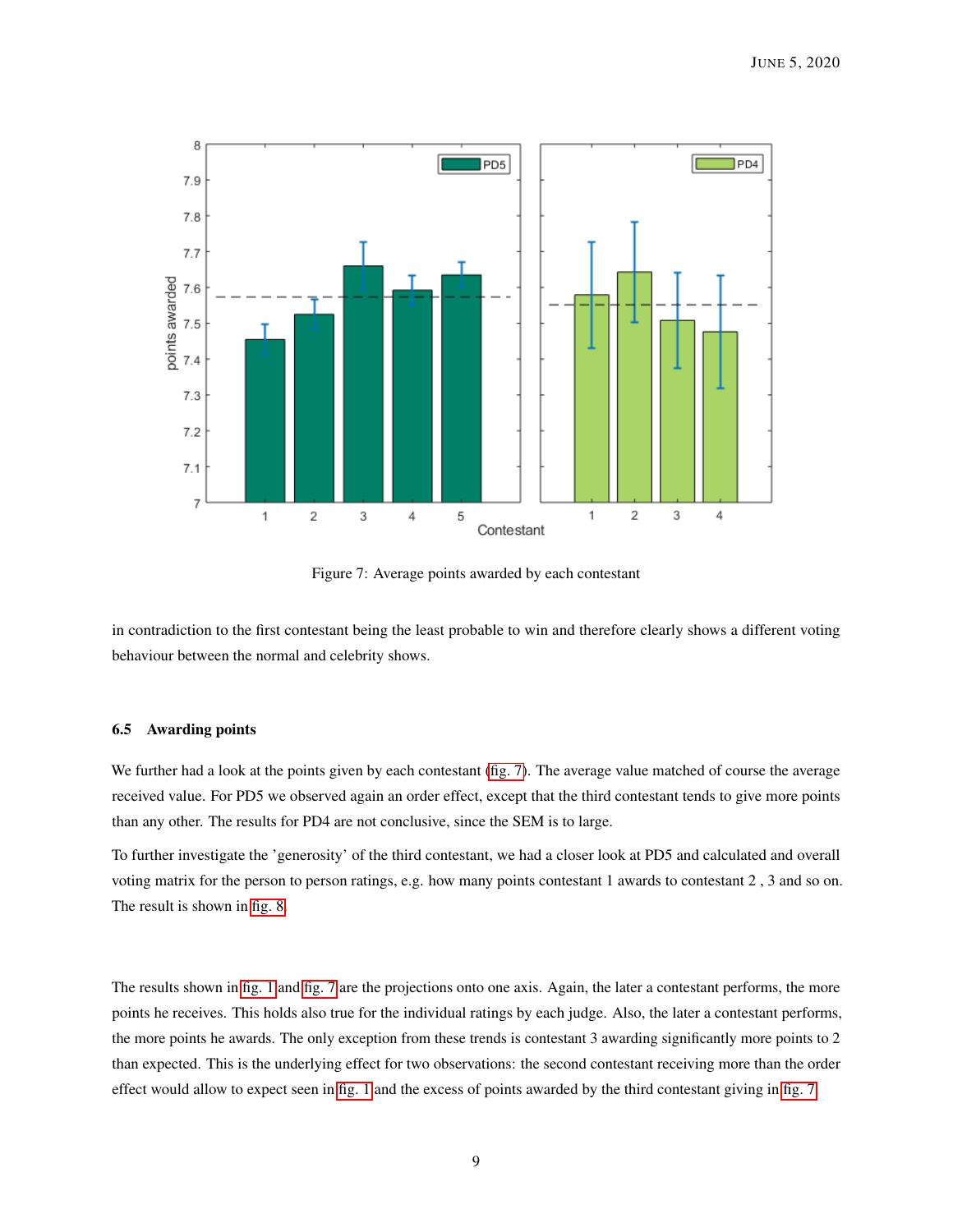Figure 7: Average points awarded by each contestant

in contradiction to the first contestant being the least probable to win and therefore clearly shows a different voting behaviour between the normal and celebrity shows.

### 6.5 Awarding points

We further had a look at the points given by each contestant (fig. 7). The average value matched of course the average received value. For PD5 we observed again an order effect, except that the third contestant tends to give more points than any other. The results for PD4 are not conclusive, since the SEM is to large.

To further investigate the 'generosity' of the third contestant, we had a closer look at PD5 and calculated and overall voting matrix for the person to person ratings, e.g. how many points contestant 1 awards to contestant 2 , 3 and so on. The result is shown in fig. 8.

The results shown in fig. 1 and fig. 7 are the projections onto one axis. Again, the later a contestant performs, the more points he receives. This holds also true for the individual ratings by each judge. Also, the later a contestant performs, the more points he awards. The only exception from these trends is contestant 3 awarding significantly more points to 2 than expected. This is the underlying effect for two observations: the second contestant receiving more than the order effect would allow to expect seen in fig. 1 and the excess of points awarded by the third contestant giving in fig. 7.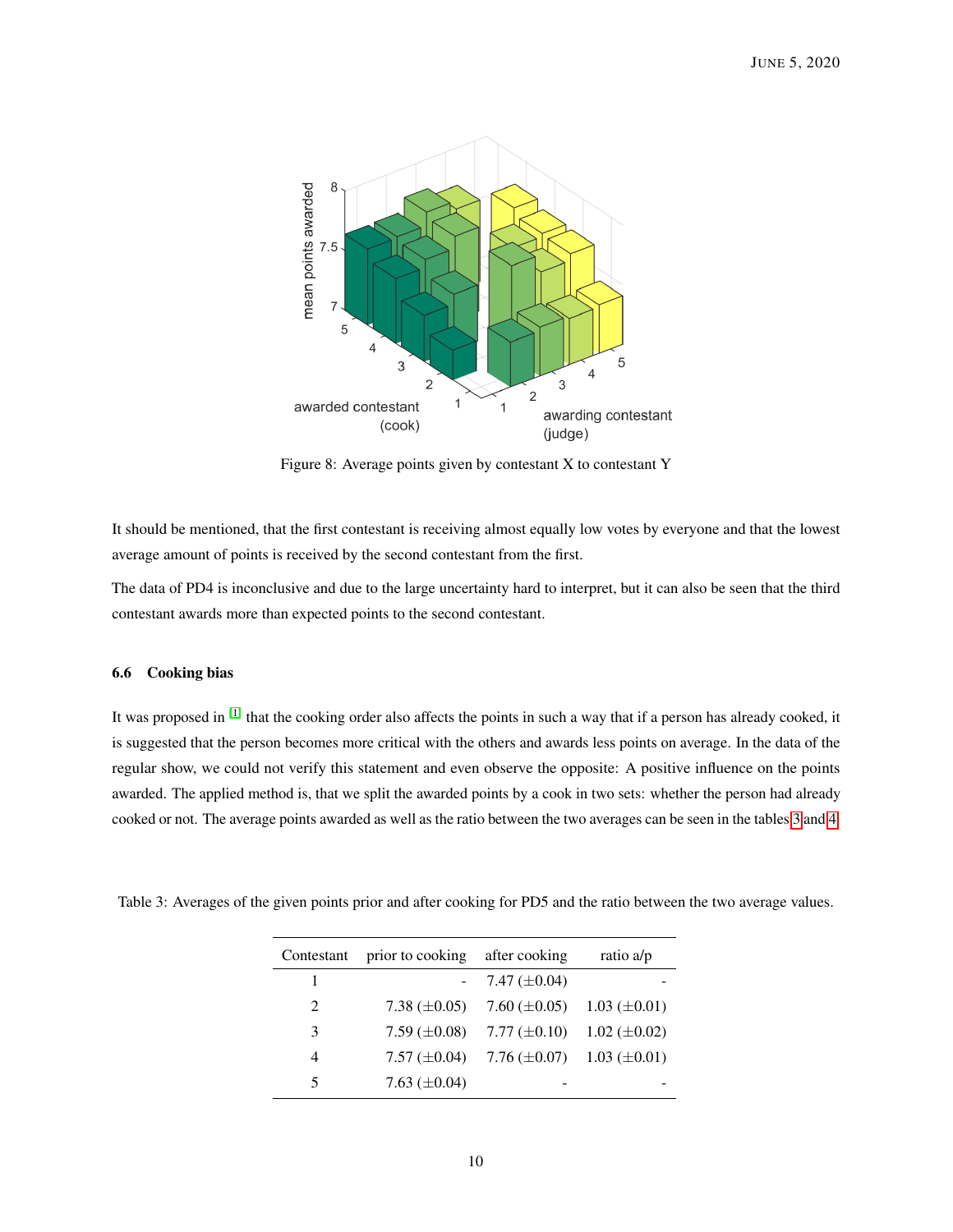Figure 8: Average points given by contestant X to contestant Y

It should be mentioned, that the first contestant is receiving almost equally low votes by everyone and that the lowest average amount of points is received by the second contestant from the first.

The data of PD4 is inconclusive and due to the large uncertainty hard to interpret, but it can also be seen that the third contestant awards more than expected points to the second contestant.

### 6.6 Cooking bias

It was proposed in [1] that the cooking order also affects the points in such a way that if a person has already cooked, it is suggested that the person becomes more critical with the others and awards less points on average. In the data of the regular show, we could not verify this statement and even observe the opposite: A positive influence on the points awarded. The applied method is, that we split the awarded points by a cook in two sets: whether the person had already cooked or not. The average points awarded as well as the ratio between the two averages can be seen in the tables 3 and 4.

Table 3: Averages of the given points prior and after cooking for PD5 and the ratio between the two average values.

| Contestant | prior to cooking | after cooking | ratio a/p |
|---|---|---|---|
| 1 | - | 7.47 ($\pm$0.04) | - |
| 2 | 7.38 ($\pm$0.05) | 7.60 ($\pm$0.05) | 1.03 ($\pm$0.01) |
| 3 | 7.59 ($\pm$0.08) | 7.77 ($\pm$0.10) | 1.02 ($\pm$0.02) |
| 4 | 7.57 ($\pm$0.04) | 7.76 ($\pm$0.07) | 1.03 ($\pm$0.01) |
| 5 | 7.63 ($\pm$0.04) | - | - |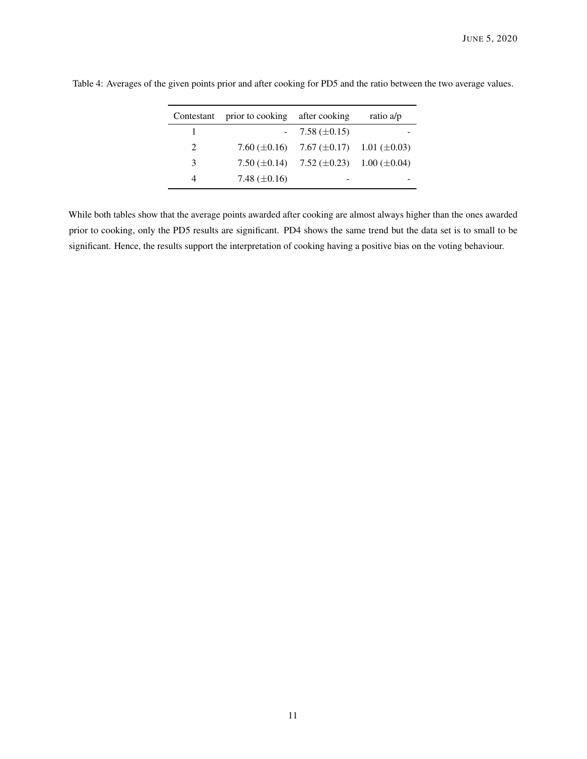Table 4: Averages of the given points prior and after cooking for PD5 and the ratio between the two average values.

| Contestant | prior to cooking | after cooking | ratio a/p |
|---|---|---|---|
| 1 | - | 7.58 ($\pm$0.15) | - |
| 2 | 7.60 ($\pm$0.16) | 7.67 ($\pm$0.17) | 1.01 ($\pm$0.03) |
| 3 | 7.50 ($\pm$0.14) | 7.52 ($\pm$0.23) | 1.00 ($\pm$0.04) |
| 4 | 7.48 ($\pm$0.16) | - | - |

While both tables show that the average points awarded after cooking are almost always higher than the ones awarded prior to cooking, only the PD5 results are significant. PD4 shows the same trend but the data set is to small to be significant. Hence, the results support the interpretation of cooking having a positive bias on the voting behaviour.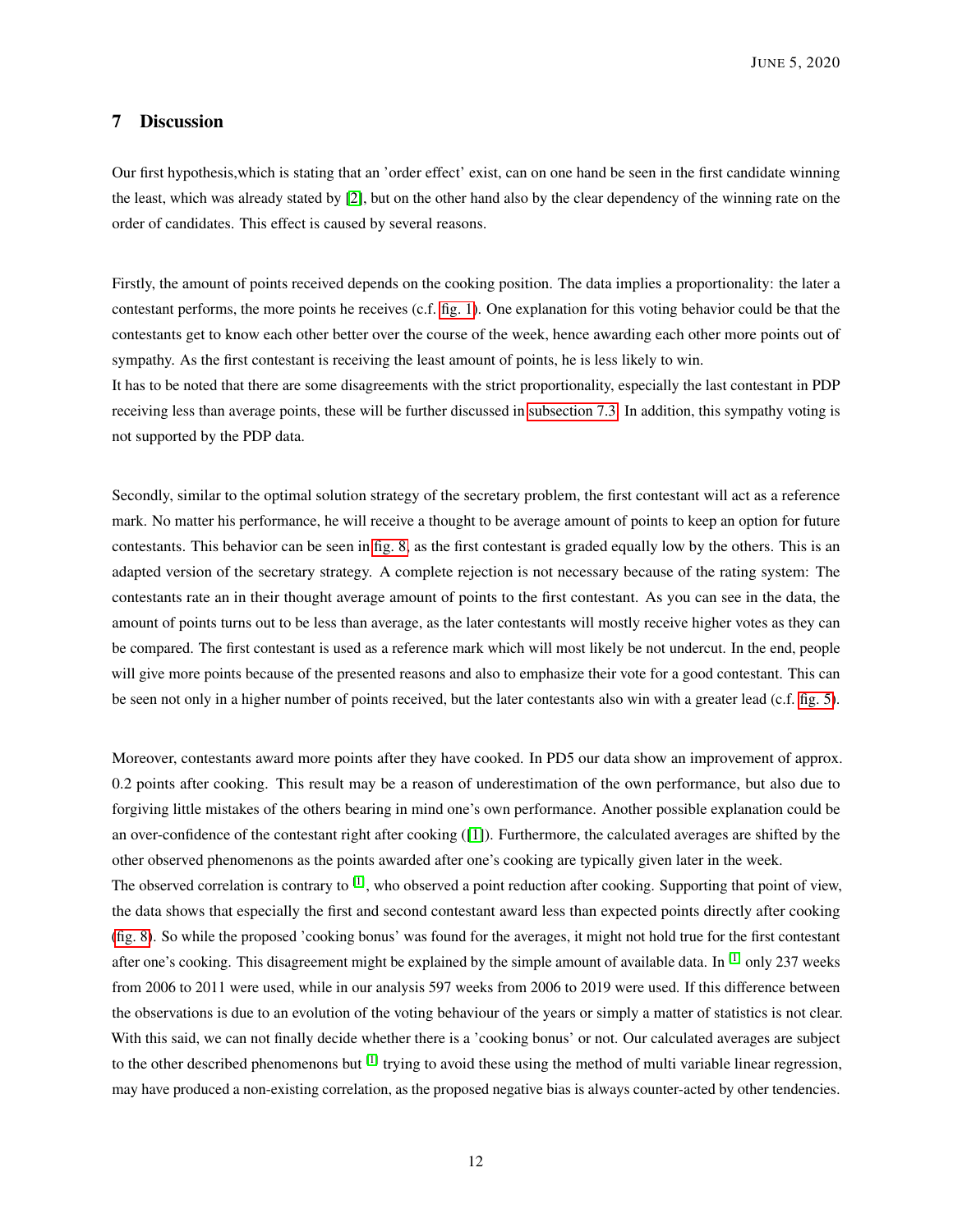## 7 Discussion

Our first hypothesis,which is stating that an 'order effect' exist, can on one hand be seen in the first candidate winning the least, which was already stated by [2], but on the other hand also by the clear dependency of the winning rate on the order of candidates. This effect is caused by several reasons.

Firstly, the amount of points received depends on the cooking position. The data implies a proportionality: the later a contestant performs, the more points he receives (c.f. fig. 1). One explanation for this voting behavior could be that the contestants get to know each other better over the course of the week, hence awarding each other more points out of sympathy. As the first contestant is receiving the least amount of points, he is less likely to win.
It has to be noted that there are some disagreements with the strict proportionality, especially the last contestant in PDP receiving less than average points, these will be further discussed in subsection 7.3. In addition, this sympathy voting is not supported by the PDP data.

Secondly, similar to the optimal solution strategy of the secretary problem, the first contestant will act as a reference mark. No matter his performance, he will receive a thought to be average amount of points to keep an option for future contestants. This behavior can be seen in fig. 8, as the first contestant is graded equally low by the others. This is an adapted version of the secretary strategy. A complete rejection is not necessary because of the rating system: The contestants rate an in their thought average amount of points to the first contestant. As you can see in the data, the amount of points turns out to be less than average, as the later contestants will mostly receive higher votes as they can be compared. The first contestant is used as a reference mark which will most likely be not undercut. In the end, people will give more points because of the presented reasons and also to emphasize their vote for a good contestant. This can be seen not only in a higher number of points received, but the later contestants also win with a greater lead (c.f. fig. 5).

Moreover, contestants award more points after they have cooked. In PD5 our data show an improvement of approx. 0.2 points after cooking. This result may be a reason of underestimation of the own performance, but also due to forgiving little mistakes of the others bearing in mind one's own performance. Another possible explanation could be an over-confidence of the contestant right after cooking ([1]). Furthermore, the calculated averages are shifted by the other observed phenomenons as the points awarded after one's cooking are typically given later in the week.
The observed correlation is contrary to [1], who observed a point reduction after cooking. Supporting that point of view, the data shows that especially the first and second contestant award less than expected points directly after cooking (fig. 8). So while the proposed 'cooking bonus' was found for the averages, it might not hold true for the first contestant after one's cooking. This disagreement might be explained by the simple amount of available data. In [1] only 237 weeks from 2006 to 2011 were used, while in our analysis 597 weeks from 2006 to 2019 were used. If this difference between the observations is due to an evolution of the voting behaviour of the years or simply a matter of statistics is not clear. With this said, we can not finally decide whether there is a 'cooking bonus' or not. Our calculated averages are subject to the other described phenomenons but [1] trying to avoid these using the method of multi variable linear regression, may have produced a non-existing correlation, as the proposed negative bias is always counter-acted by other tendencies.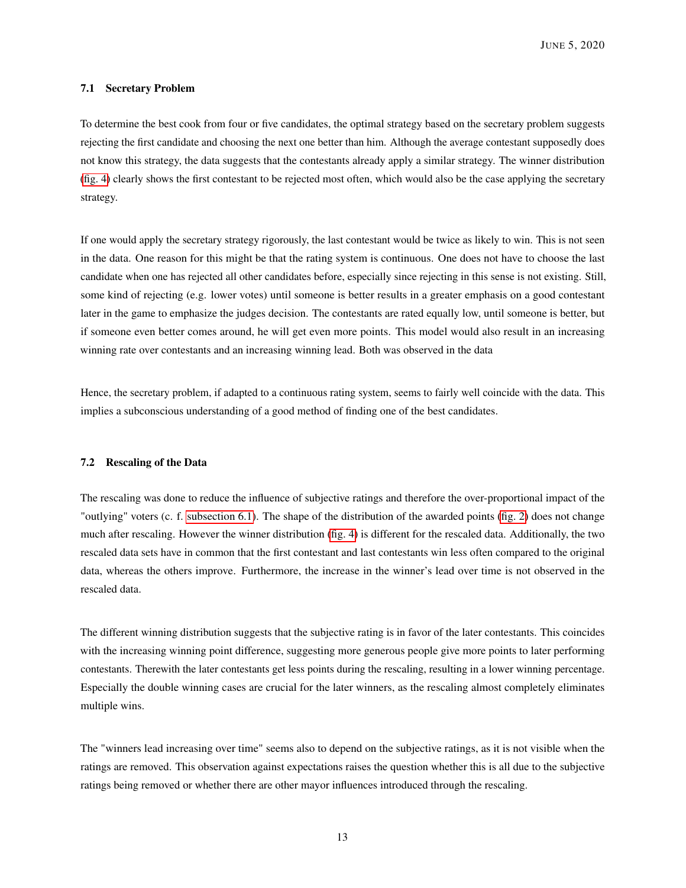### 7.1 Secretary Problem

To determine the best cook from four or five candidates, the optimal strategy based on the secretary problem suggests rejecting the first candidate and choosing the next one better than him. Although the average contestant supposedly does not know this strategy, the data suggests that the contestants already apply a similar strategy. The winner distribution (fig. 4) clearly shows the first contestant to be rejected most often, which would also be the case applying the secretary strategy.

If one would apply the secretary strategy rigorously, the last contestant would be twice as likely to win. This is not seen in the data. One reason for this might be that the rating system is continuous. One does not have to choose the last candidate when one has rejected all other candidates before, especially since rejecting in this sense is not existing. Still, some kind of rejecting (e.g. lower votes) until someone is better results in a greater emphasis on a good contestant later in the game to emphasize the judges decision. The contestants are rated equally low, until someone is better, but if someone even better comes around, he will get even more points. This model would also result in an increasing winning rate over contestants and an increasing winning lead. Both was observed in the data

Hence, the secretary problem, if adapted to a continuous rating system, seems to fairly well coincide with the data. This implies a subconscious understanding of a good method of finding one of the best candidates.

### 7.2 Rescaling of the Data

The rescaling was done to reduce the influence of subjective ratings and therefore the over-proportional impact of the "outlying" voters (c. f. subsection 6.1). The shape of the distribution of the awarded points (fig. 2) does not change much after rescaling. However the winner distribution (fig. 4) is different for the rescaled data. Additionally, the two rescaled data sets have in common that the first contestant and last contestants win less often compared to the original data, whereas the others improve. Furthermore, the increase in the winner's lead over time is not observed in the rescaled data.

The different winning distribution suggests that the subjective rating is in favor of the later contestants. This coincides with the increasing winning point difference, suggesting more generous people give more points to later performing contestants. Therewith the later contestants get less points during the rescaling, resulting in a lower winning percentage. Especially the double winning cases are crucial for the later winners, as the rescaling almost completely eliminates multiple wins.

The "winners lead increasing over time" seems also to depend on the subjective ratings, as it is not visible when the ratings are removed. This observation against expectations raises the question whether this is all due to the subjective ratings being removed or whether there are other mayor influences introduced through the rescaling.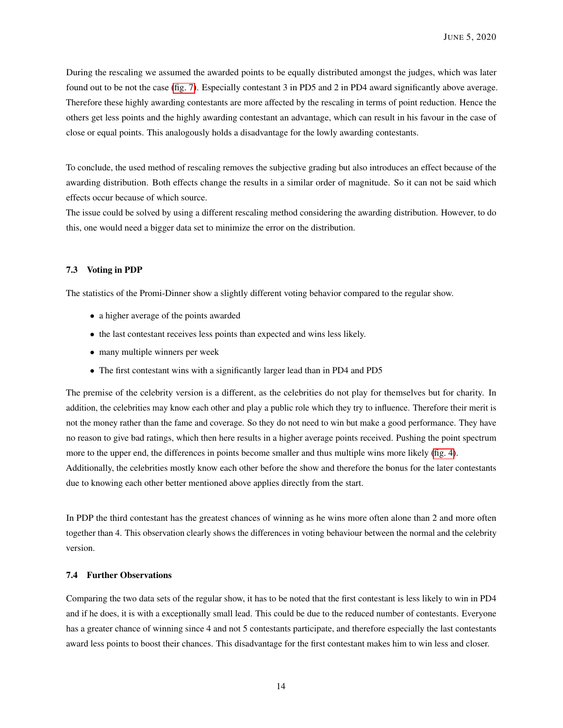During the rescaling we assumed the awarded points to be equally distributed amongst the judges, which was later found out to be not the case (fig. 7). Especially contestant 3 in PD5 and 2 in PD4 award significantly above average. Therefore these highly awarding contestants are more affected by the rescaling in terms of point reduction. Hence the others get less points and the highly awarding contestant an advantage, which can result in his favour in the case of close or equal points. This analogously holds a disadvantage for the lowly awarding contestants.

To conclude, the used method of rescaling removes the subjective grading but also introduces an effect because of the awarding distribution. Both effects change the results in a similar order of magnitude. So it can not be said which effects occur because of which source.
The issue could be solved by using a different rescaling method considering the awarding distribution. However, to do this, one would need a bigger data set to minimize the error on the distribution.

### 7.3 Voting in PDP

The statistics of the Promi-Dinner show a slightly different voting behavior compared to the regular show.

- a higher average of the points awarded
- the last contestant receives less points than expected and wins less likely.
- many multiple winners per week
- The first contestant wins with a significantly larger lead than in PD4 and PD5

The premise of the celebrity version is a different, as the celebrities do not play for themselves but for charity. In addition, the celebrities may know each other and play a public role which they try to influence. Therefore their merit is not the money rather than the fame and coverage. So they do not need to win but make a good performance. They have no reason to give bad ratings, which then here results in a higher average points received. Pushing the point spectrum more to the upper end, the differences in points become smaller and thus multiple wins more likely (fig. 4).
Additionally, the celebrities mostly know each other before the show and therefore the bonus for the later contestants due to knowing each other better mentioned above applies directly from the start.

In PDP the third contestant has the greatest chances of winning as he wins more often alone than 2 and more often together than 4. This observation clearly shows the differences in voting behaviour between the normal and the celebrity version.

### 7.4 Further Observations

Comparing the two data sets of the regular show, it has to be noted that the first contestant is less likely to win in PD4 and if he does, it is with a exceptionally small lead. This could be due to the reduced number of contestants. Everyone has a greater chance of winning since 4 and not 5 contestants participate, and therefore especially the last contestants award less points to boost their chances. This disadvantage for the first contestant makes him to win less and closer.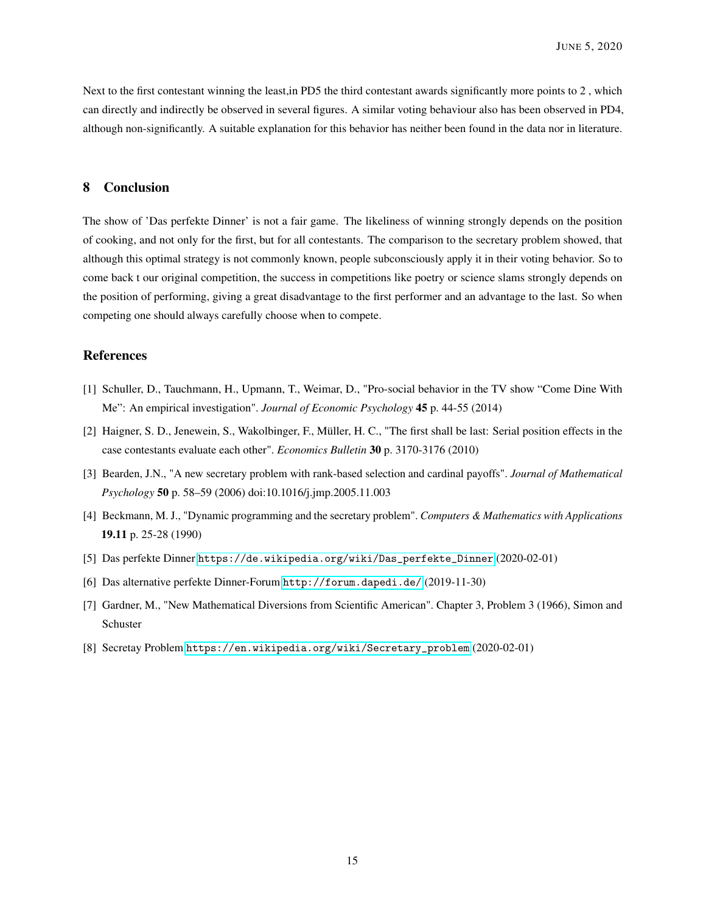Next to the first contestant winning the least,in PD5 the third contestant awards significantly more points to 2 , which can directly and indirectly be observed in several figures. A similar voting behaviour also has been observed in PD4, although non-significantly. A suitable explanation for this behavior has neither been found in the data nor in literature.

## 8 Conclusion

The show of 'Das perfekte Dinner' is not a fair game. The likeliness of winning strongly depends on the position of cooking, and not only for the first, but for all contestants. The comparison to the secretary problem showed, that although this optimal strategy is not commonly known, people subconsciously apply it in their voting behavior. So to come back t our original competition, the success in competitions like poetry or science slams strongly depends on the position of performing, giving a great disadvantage to the first performer and an advantage to the last. So when competing one should always carefully choose when to compete.

## References

[1] Schuller, D., Tauchmann, H., Upmann, T., Weimar, D., "Pro-social behavior in the TV show "Come Dine With Me": An empirical investigation". *Journal of Economic Psychology* **45** p. 44-55 (2014)

[2] Haigner, S. D., Jenewein, S., Wakolbinger, F., Müller, H. C., "The first shall be last: Serial position effects in the case contestants evaluate each other". *Economics Bulletin* **30** p. 3170-3176 (2010)

[3] Bearden, J.N., "A new secretary problem with rank-based selection and cardinal payoffs". *Journal of Mathematical Psychology* **50** p. 58–59 (2006) doi:10.1016/j.jmp.2005.11.003

[4] Beckmann, M. J., "Dynamic programming and the secretary problem". *Computers & Mathematics with Applications* **19.11** p. 25-28 (1990)

[5] Das perfekte Dinner `https://de.wikipedia.org/wiki/Das_perfekte_Dinner` (2020-02-01)

[6] Das alternative perfekte Dinner-Forum `http://forum.dapedi.de/` (2019-11-30)

[7] Gardner, M., "New Mathematical Diversions from Scientific American". Chapter 3, Problem 3 (1966), Simon and Schuster

[8] Secretay Problem `https://en.wikipedia.org/wiki/Secretary_problem` (2020-02-01)